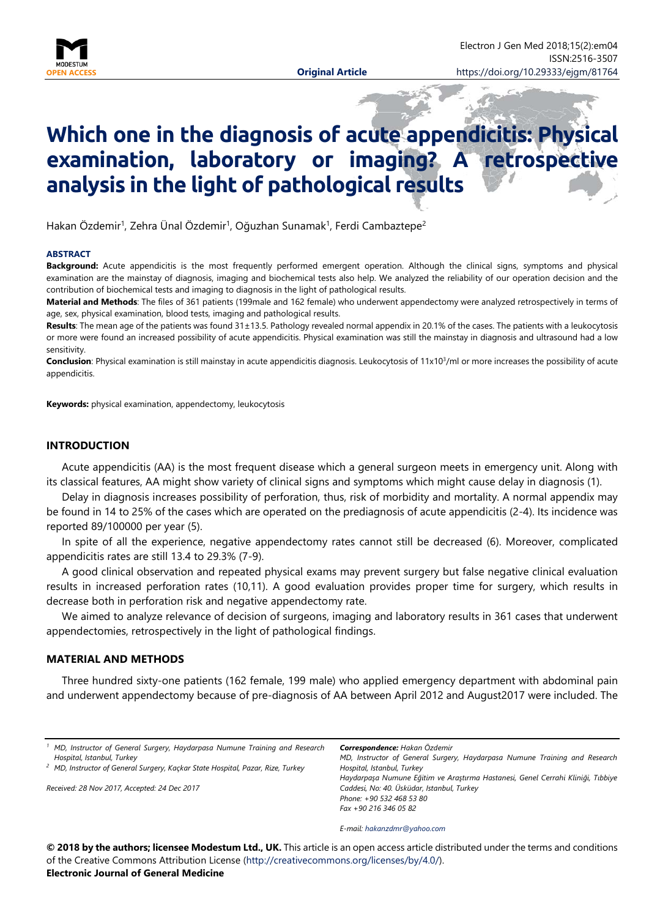**Original Article**

# Which one in the diagnosis of acute appendicitis: Physical examination, laboratory or imaging? A retrospective analysis in the light of pathological results

Hakan Özdemir[1], Zehra Ünal Özdemir[1], Oğuzhan Sunamak[1], Ferdi Cambaztepe[2]

**ABSTRACT**

**Background:** Acute appendicitis is the most frequently performed emergent operation. Although the clinical signs, symptoms and physical examination are the mainstay of diagnosis, imaging and biochemical tests also help. We analyzed the reliability of our operation decision and the contribution of biochemical tests and imaging to diagnosis in the light of pathological results.

**Material and Methods**: The files of 361 patients (199male and 162 female) who underwent appendectomy were analyzed retrospectively in terms of age, sex, physical examination, blood tests, imaging and pathological results.

**Results**: The mean age of the patients was found 31±13.5. Pathology revealed normal appendix in 20.1% of the cases. The patients with a leukocytosis or more were found an increased possibility of acute appendicitis. Physical examination was still the mainstay in diagnosis and ultrasound had a low sensitivity.

**Conclusion**: Physical examination is still mainstay in acute appendicitis diagnosis. Leukocytosis of 11x$10^3$/ml or more increases the possibility of acute appendicitis.

**Keywords:** physical examination, appendectomy, leukocytosis

## INTRODUCTION

Acute appendicitis (AA) is the most frequent disease which a general surgeon meets in emergency unit. Along with its classical features, AA might show variety of clinical signs and symptoms which might cause delay in diagnosis (1).

Delay in diagnosis increases possibility of perforation, thus, risk of morbidity and mortality. A normal appendix may be found in 14 to 25% of the cases which are operated on the prediagnosis of acute appendicitis (2-4). Its incidence was reported 89/100000 per year (5).

In spite of all the experience, negative appendectomy rates cannot still be decreased (6). Moreover, complicated appendicitis rates are still 13.4 to 29.3% (7-9).

A good clinical observation and repeated physical exams may prevent surgery but false negative clinical evaluation results in increased perforation rates (10,11). A good evaluation provides proper time for surgery, which results in decrease both in perforation risk and negative appendectomy rate.

We aimed to analyze relevance of decision of surgeons, imaging and laboratory results in 361 cases that underwent appendectomies, retrospectively in the light of pathological findings.

## MATERIAL AND METHODS

Three hundred sixty-one patients (162 female, 199 male) who applied emergency department with abdominal pain and underwent appendectomy because of pre-diagnosis of AA between April 2012 and August2017 were included. The

---

[1] MD, Instructor of General Surgery, Haydarpasa Numune Training and Research Hospital, Istanbul, Turkey

[2] MD, Instructor of General Surgery, Kaçkar State Hospital, Pazar, Rize, Turkey

*Received: 28 Nov 2017, Accepted: 24 Dec 2017*

***Correspondence:** Hakan Özdemir*
*MD, Instructor of General Surgery, Haydarpasa Numune Training and Research Hospital, Istanbul, Turkey*
*Haydarpaşa Numune Eğitim ve Araştırma Hastanesi, Genel Cerrahi Kliniği, Tıbbiye Caddesi, No: 40. Üsküdar, Istanbul, Turkey*
*Phone: +90 532 468 53 80*
*Fax +90 216 346 05 82*

*E-mail: hakanzdmr@yahoo.com*

**© 2018 by the authors; licensee Modestum Ltd., UK.** This article is an open access article distributed under the terms and conditions of the Creative Commons Attribution License (http://creativecommons.org/licenses/by/4.0/).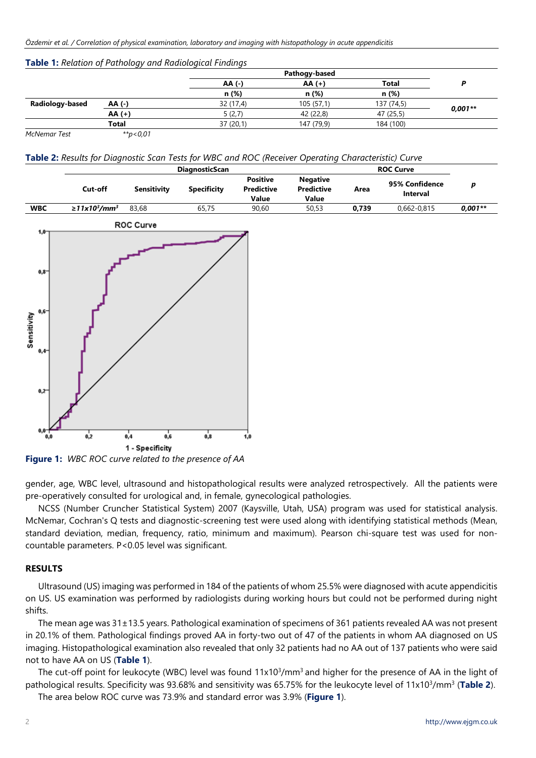**Table 1:** *Relation of Pathology and Radiological Findings*

| | | Pathogy-based | | | P |
|---|---|---|---|---|---|
| | | AA (-) | AA (+) | Total | |
| | | n (%) | n (%) | n (%) | |
| Radiology-based | AA (-) | 32 (17,4) | 105 (57,1) | 137 (74,5) | *0,001*** |
| | AA (+) | 5 (2,7) | 42 (22,8) | 47 (25,5) | |
| | Total | 37 (20,1) | 147 (79,9) | 184 (100) | |

*McNemar Test* *\*\*p<0,01*

**Table 2:** *Results for Diagnostic Scan Tests for WBC and ROC (Receiver Operating Characteristic) Curve*

| | DiagnosticScan | | | | | ROC Curve | | |
|---|---|---|---|---|---|---|---|---|
| | Cut-off | Sensitivity | Specificity | Positive Predictive Value | Negative Predictive Value | Area | 95% Confidence Interval | p |
| **WBC** | *≥11x10³/mm³* | 83,68 | 65,75 | 90,60 | 50,53 | **0,739** | 0,662-0,815 | *0,001*** |

**Figure 1:** *WBC ROC curve related to the presence of AA*

gender, age, WBC level, ultrasound and histopathological results were analyzed retrospectively. All the patients were pre-operatively consulted for urological and, in female, gynecological pathologies.

NCSS (Number Cruncher Statistical System) 2007 (Kaysville, Utah, USA) program was used for statistical analysis. McNemar, Cochran's Q tests and diagnostic-screening test were used along with identifying statistical methods (Mean, standard deviation, median, frequency, ratio, minimum and maximum). Pearson chi-square test was used for non-countable parameters. P<0.05 level was significant.

## RESULTS

Ultrasound (US) imaging was performed in 184 of the patients of whom 25.5% were diagnosed with acute appendicitis on US. US examination was performed by radiologists during working hours but could not be performed during night shifts.

The mean age was 31±13.5 years. Pathological examination of specimens of 361 patients revealed AA was not present in 20.1% of them. Pathological findings proved AA in forty-two out of 47 of the patients in whom AA diagnosed on US imaging. Histopathological examination also revealed that only 32 patients had no AA out of 137 patients who were said not to have AA on US (**Table 1**).

The cut-off point for leukocyte (WBC) level was found $11 \times 10^3/mm^3$ and higher for the presence of AA in the light of pathological results. Specificity was 93.68% and sensitivity was 65.75% for the leukocyte level of $11 \times 10^3/mm^3$ (**Table 2**).

The area below ROC curve was 73.9% and standard error was 3.9% (**Figure 1**).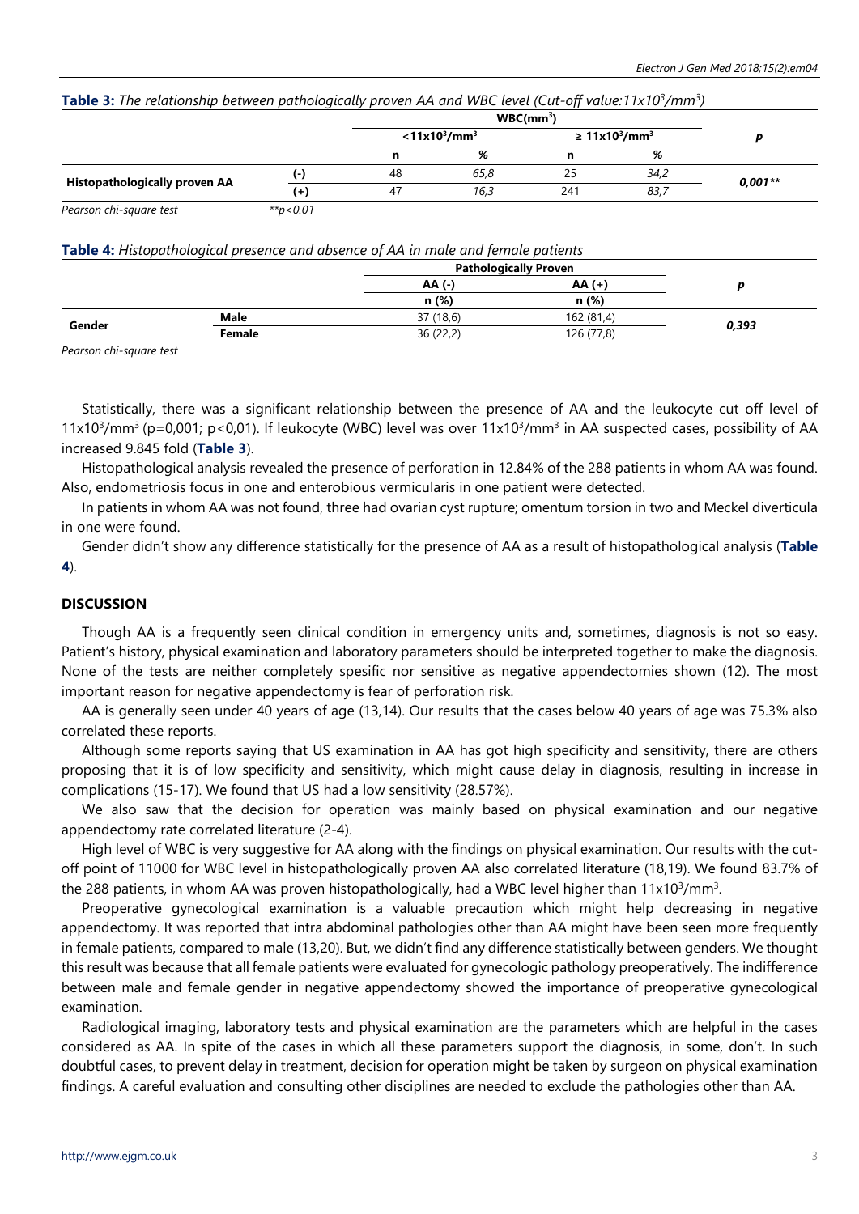**Table 3:** *The relationship between pathologically proven AA and WBC level (Cut-off value:$11x10^3/mm^3$)*

| | | WBC($mm^3$) | | | | p |
|---|---|---|---|---|---|---|
| | | $<11x10^3/mm^3$ | | $\geq 11x10^3/mm^3$ | | |
| | | n | % | n | % | |
| **Histopathologically proven AA** | (-) | 48 | 65,8 | 25 | 34,2 | **0,001\*\*** |
| | (+) | 47 | 16,3 | 241 | 83,7 | |

*Pearson chi-square test* *\*\*p<0.01*

**Table 4:** *Histopathological presence and absence of AA in male and female patients*

| | | Pathologically Proven | | p |
|---|---|---|---|---|
| | | AA (-) | AA (+) | |
| | | n (%) | n (%) | |
| **Gender** | **Male** | 37 (18,6) | 162 (81,4) | **0,393** |
| | **Female** | 36 (22,2) | 126 (77,8) | |

*Pearson chi-square test*

Statistically, there was a significant relationship between the presence of AA and the leukocyte cut off level of $11x10^3/mm^3$ (p=0,001; p<0,01). If leukocyte (WBC) level was over $11x10^3/mm^3$ in AA suspected cases, possibility of AA increased 9.845 fold (**Table 3**).

Histopathological analysis revealed the presence of perforation in 12.84% of the 288 patients in whom AA was found. Also, endometriosis focus in one and enterobious vermicularis in one patient were detected.

In patients in whom AA was not found, three had ovarian cyst rupture; omentum torsion in two and Meckel diverticula in one were found.

Gender didn't show any difference statistically for the presence of AA as a result of histopathological analysis (**Table 4**).

## DISCUSSION

Though AA is a frequently seen clinical condition in emergency units and, sometimes, diagnosis is not so easy. Patient's history, physical examination and laboratory parameters should be interpreted together to make the diagnosis. None of the tests are neither completely spesific nor sensitive as negative appendectomies shown (12). The most important reason for negative appendectomy is fear of perforation risk.

AA is generally seen under 40 years of age (13,14). Our results that the cases below 40 years of age was 75.3% also correlated these reports.

Although some reports saying that US examination in AA has got high specificity and sensitivity, there are others proposing that it is of low specificity and sensitivity, which might cause delay in diagnosis, resulting in increase in complications (15-17). We found that US had a low sensitivity (28.57%).

We also saw that the decision for operation was mainly based on physical examination and our negative appendectomy rate correlated literature (2-4).

High level of WBC is very suggestive for AA along with the findings on physical examination. Our results with the cut-off point of 11000 for WBC level in histopathologically proven AA also correlated literature (18,19). We found 83.7% of the 288 patients, in whom AA was proven histopathologically, had a WBC level higher than $11x10^3/mm^3$.

Preoperative gynecological examination is a valuable precaution which might help decreasing in negative appendectomy. It was reported that intra abdominal pathologies other than AA might have been seen more frequently in female patients, compared to male (13,20). But, we didn't find any difference statistically between genders. We thought this result was because that all female patients were evaluated for gynecologic pathology preoperatively. The indifference between male and female gender in negative appendectomy showed the importance of preoperative gynecological examination.

Radiological imaging, laboratory tests and physical examination are the parameters which are helpful in the cases considered as AA. In spite of the cases in which all these parameters support the diagnosis, in some, don't. In such doubtful cases, to prevent delay in treatment, decision for operation might be taken by surgeon on physical examination findings. A careful evaluation and consulting other disciplines are needed to exclude the pathologies other than AA.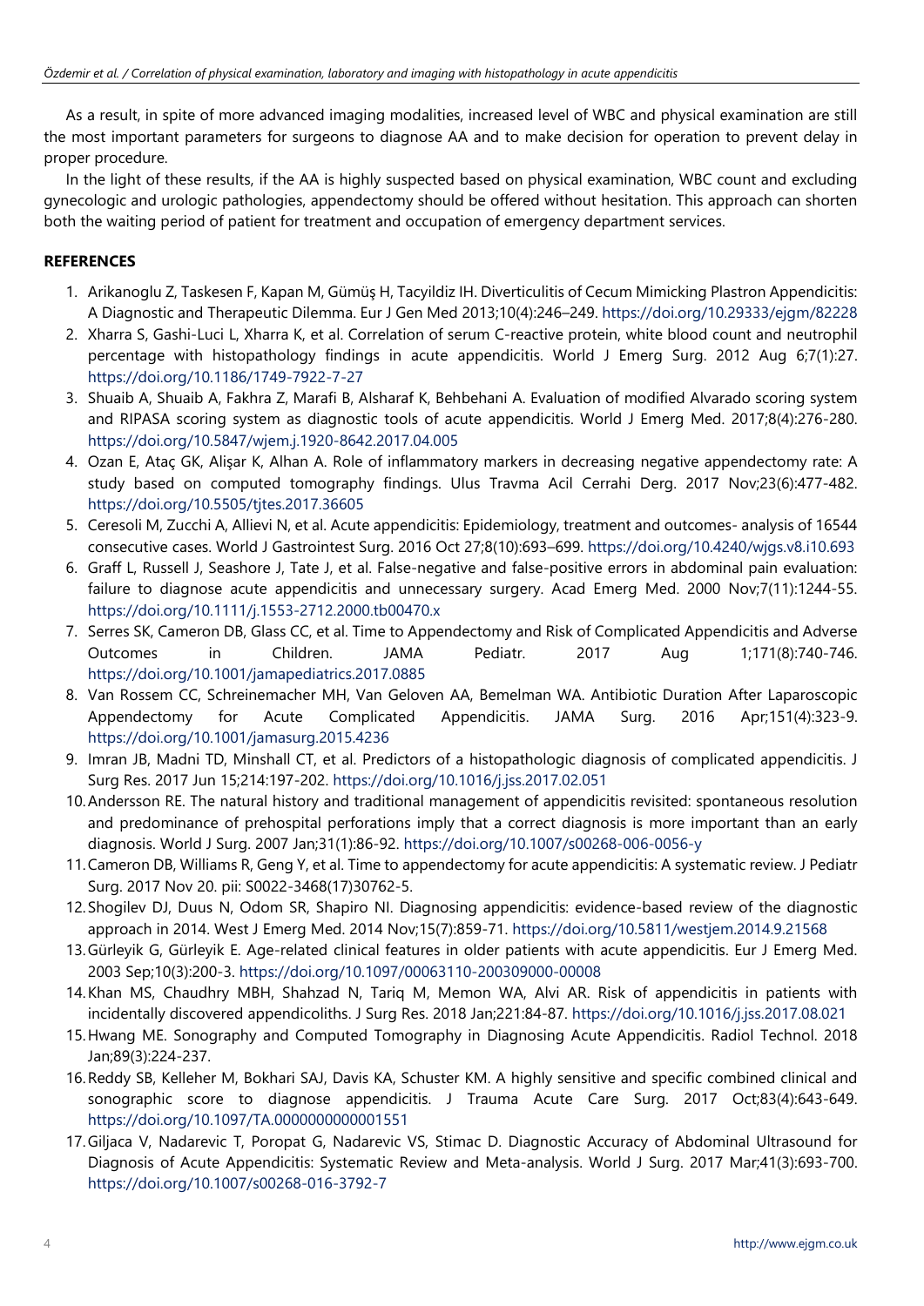As a result, in spite of more advanced imaging modalities, increased level of WBC and physical examination are still the most important parameters for surgeons to diagnose AA and to make decision for operation to prevent delay in proper procedure.

In the light of these results, if the AA is highly suspected based on physical examination, WBC count and excluding gynecologic and urologic pathologies, appendectomy should be offered without hesitation. This approach can shorten both the waiting period of patient for treatment and occupation of emergency department services.

## REFERENCES

1. Arikanoglu Z, Taskesen F, Kapan M, Gümüş H, Tacyildiz IH. Diverticulitis of Cecum Mimicking Plastron Appendicitis: A Diagnostic and Therapeutic Dilemma. Eur J Gen Med 2013;10(4):246–249. https://doi.org/10.29333/ejgm/82228
2. Xharra S, Gashi-Luci L, Xharra K, et al. Correlation of serum C-reactive protein, white blood count and neutrophil percentage with histopathology findings in acute appendicitis. World J Emerg Surg. 2012 Aug 6;7(1):27. https://doi.org/10.1186/1749-7922-7-27
3. Shuaib A, Shuaib A, Fakhra Z, Marafi B, Alsharaf K, Behbehani A. Evaluation of modified Alvarado scoring system and RIPASA scoring system as diagnostic tools of acute appendicitis. World J Emerg Med. 2017;8(4):276-280. https://doi.org/10.5847/wjem.j.1920-8642.2017.04.005
4. Ozan E, Ataç GK, Alişar K, Alhan A. Role of inflammatory markers in decreasing negative appendectomy rate: A study based on computed tomography findings. Ulus Travma Acil Cerrahi Derg. 2017 Nov;23(6):477-482. https://doi.org/10.5505/tjtes.2017.36605
5. Ceresoli M, Zucchi A, Allievi N, et al. Acute appendicitis: Epidemiology, treatment and outcomes- analysis of 16544 consecutive cases. World J Gastrointest Surg. 2016 Oct 27;8(10):693–699. https://doi.org/10.4240/wjgs.v8.i10.693
6. Graff L, Russell J, Seashore J, Tate J, et al. False-negative and false-positive errors in abdominal pain evaluation: failure to diagnose acute appendicitis and unnecessary surgery. Acad Emerg Med. 2000 Nov;7(11):1244-55. https://doi.org/10.1111/j.1553-2712.2000.tb00470.x
7. Serres SK, Cameron DB, Glass CC, et al. Time to Appendectomy and Risk of Complicated Appendicitis and Adverse Outcomes in Children. JAMA Pediatr. 2017 Aug 1;171(8):740-746. https://doi.org/10.1001/jamapediatrics.2017.0885
8. Van Rossem CC, Schreinemacher MH, Van Geloven AA, Bemelman WA. Antibiotic Duration After Laparoscopic Appendectomy for Acute Complicated Appendicitis. JAMA Surg. 2016 Apr;151(4):323-9. https://doi.org/10.1001/jamasurg.2015.4236
9. Imran JB, Madni TD, Minshall CT, et al. Predictors of a histopathologic diagnosis of complicated appendicitis. J Surg Res. 2017 Jun 15;214:197-202. https://doi.org/10.1016/j.jss.2017.02.051
10. Andersson RE. The natural history and traditional management of appendicitis revisited: spontaneous resolution and predominance of prehospital perforations imply that a correct diagnosis is more important than an early diagnosis. World J Surg. 2007 Jan;31(1):86-92. https://doi.org/10.1007/s00268-006-0056-y
11. Cameron DB, Williams R, Geng Y, et al. Time to appendectomy for acute appendicitis: A systematic review. J Pediatr Surg. 2017 Nov 20. pii: S0022-3468(17)30762-5.
12. Shogilev DJ, Duus N, Odom SR, Shapiro NI. Diagnosing appendicitis: evidence-based review of the diagnostic approach in 2014. West J Emerg Med. 2014 Nov;15(7):859-71. https://doi.org/10.5811/westjem.2014.9.21568
13. Gürleyik G, Gürleyik E. Age-related clinical features in older patients with acute appendicitis. Eur J Emerg Med. 2003 Sep;10(3):200-3. https://doi.org/10.1097/00063110-200309000-00008
14. Khan MS, Chaudhry MBH, Shahzad N, Tariq M, Memon WA, Alvi AR. Risk of appendicitis in patients with incidentally discovered appendicoliths. J Surg Res. 2018 Jan;221:84-87. https://doi.org/10.1016/j.jss.2017.08.021
15. Hwang ME. Sonography and Computed Tomography in Diagnosing Acute Appendicitis. Radiol Technol. 2018 Jan;89(3):224-237.
16. Reddy SB, Kelleher M, Bokhari SAJ, Davis KA, Schuster KM. A highly sensitive and specific combined clinical and sonographic score to diagnose appendicitis. J Trauma Acute Care Surg. 2017 Oct;83(4):643-649. https://doi.org/10.1097/TA.0000000000001551
17. Giljaca V, Nadarevic T, Poropat G, Nadarevic VS, Stimac D. Diagnostic Accuracy of Abdominal Ultrasound for Diagnosis of Acute Appendicitis: Systematic Review and Meta-analysis. World J Surg. 2017 Mar;41(3):693-700. https://doi.org/10.1007/s00268-016-3792-7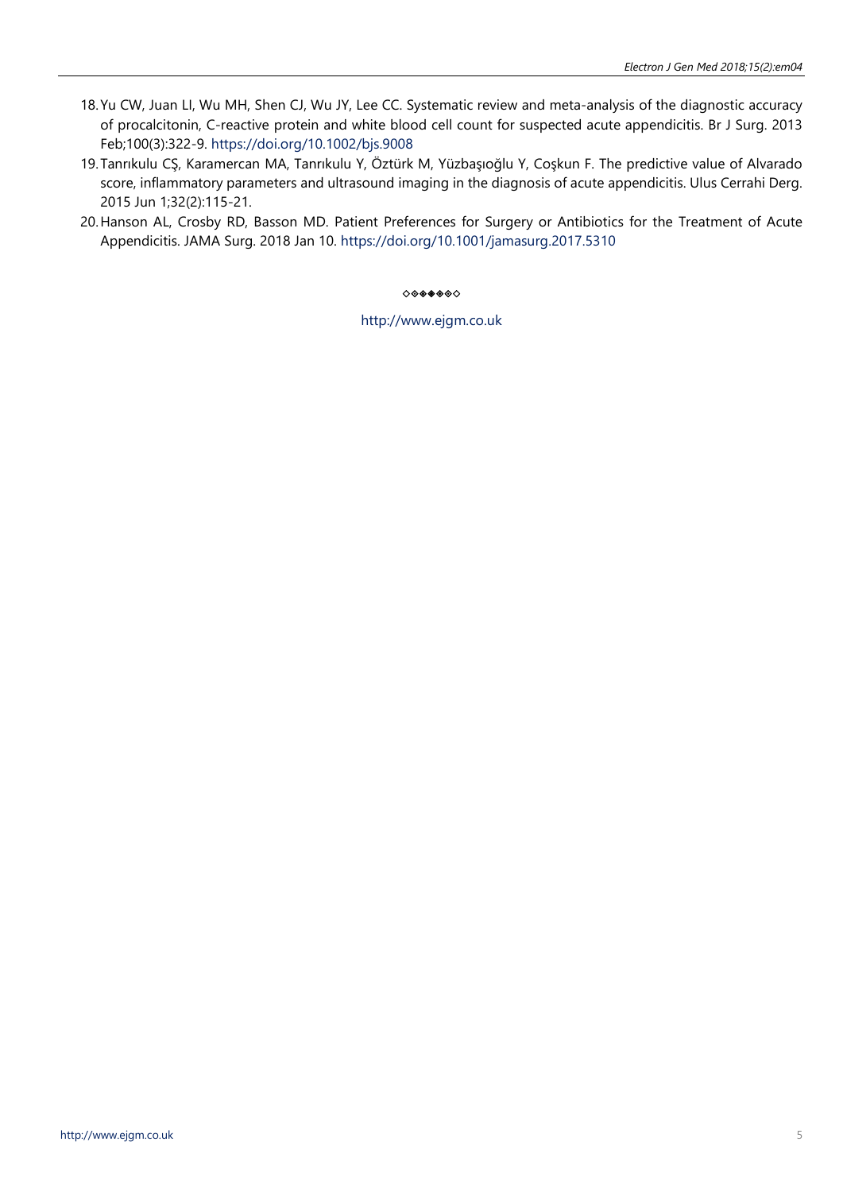18. Yu CW, Juan LI, Wu MH, Shen CJ, Wu JY, Lee CC. Systematic review and meta-analysis of the diagnostic accuracy of procalcitonin, C-reactive protein and white blood cell count for suspected acute appendicitis. Br J Surg. 2013 Feb;100(3):322-9. https://doi.org/10.1002/bjs.9008
19. Tanrıkulu CŞ, Karamercan MA, Tanrıkulu Y, Öztürk M, Yüzbaşıoğlu Y, Coşkun F. The predictive value of Alvarado score, inflammatory parameters and ultrasound imaging in the diagnosis of acute appendicitis. Ulus Cerrahi Derg. 2015 Jun 1;32(2):115-21.
20. Hanson AL, Crosby RD, Basson MD. Patient Preferences for Surgery or Antibiotics for the Treatment of Acute Appendicitis. JAMA Surg. 2018 Jan 10. https://doi.org/10.1001/jamasurg.2017.5310

◇◈◆◆◆◈◇

http://www.ejgm.co.uk